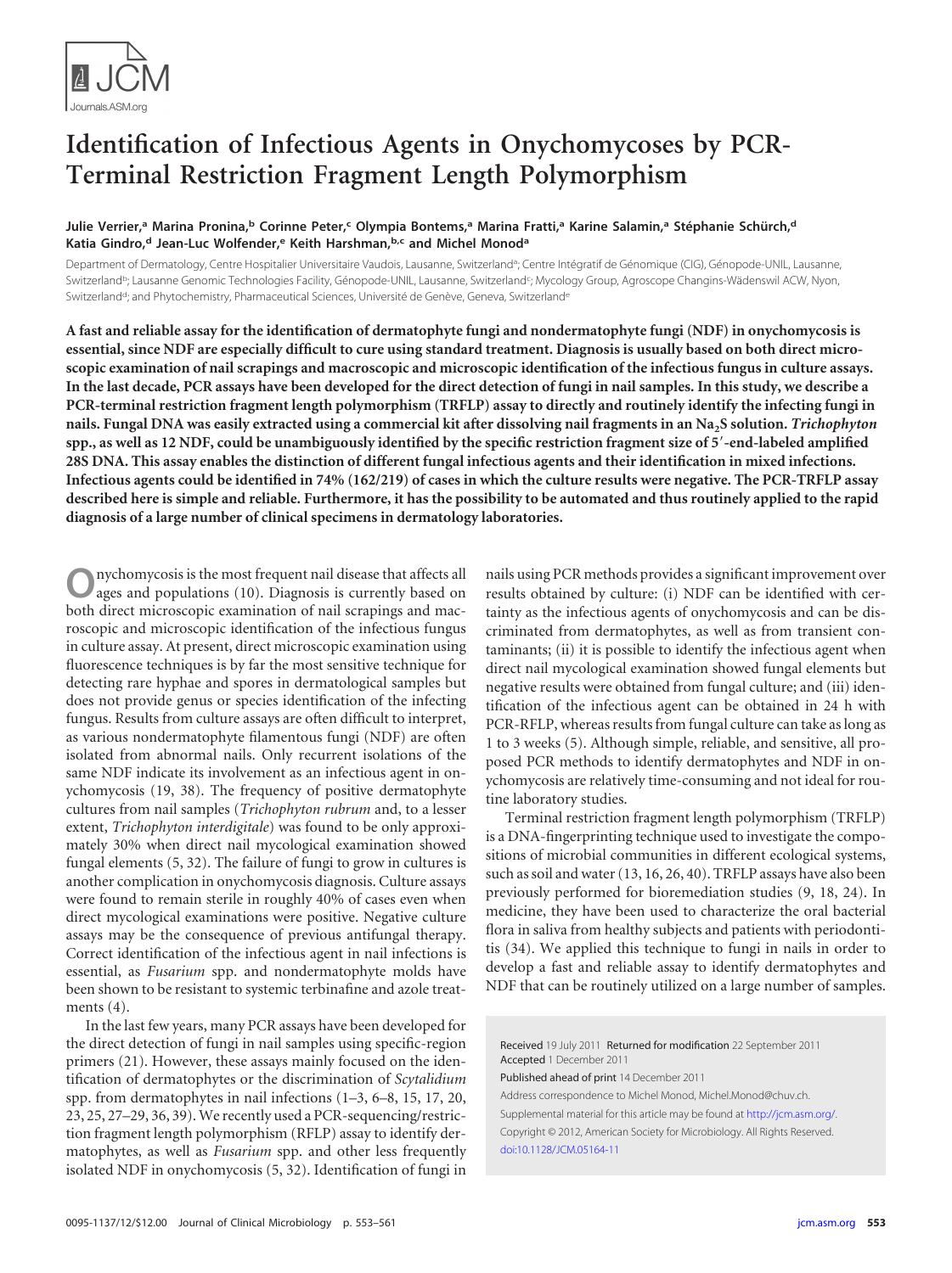# Identification of Infectious Agents in Onychomycoses by PCR-Terminal Restriction Fragment Length Polymorphism

**Julie Verrier,[a] Marina Pronina,[b] Corinne Peter,[c] Olympia Bontems,[a] Marina Fratti,[a] Karine Salamin,[a] Stéphanie Schürch,[d] Katia Gindro,[d] Jean-Luc Wolfender,[e] Keith Harshman,[b,c] and Michel Monod[a]**

Department of Dermatology, Centre Hospitalier Universitaire Vaudois, Lausanne, Switzerland[a]; Centre Intégratif de Génomique (CIG), Génopode-UNIL, Lausanne, Switzerland[b]; Lausanne Genomic Technologies Facility, Génopode-UNIL, Lausanne, Switzerland[c]; Mycology Group, Agroscope Changins-Wädenswil ACW, Nyon, Switzerland[d]; and Phytochemistry, Pharmaceutical Sciences, Université de Genève, Geneva, Switzerland[e]

**A fast and reliable assay for the identification of dermatophyte fungi and nondermatophyte fungi (NDF) in onychomycosis is essential, since NDF are especially difficult to cure using standard treatment. Diagnosis is usually based on both direct microscopic examination of nail scrapings and macroscopic and microscopic identification of the infectious fungus in culture assays. In the last decade, PCR assays have been developed for the direct detection of fungi in nail samples. In this study, we describe a PCR-terminal restriction fragment length polymorphism (TRFLP) assay to directly and routinely identify the infecting fungi in nails. Fungal DNA was easily extracted using a commercial kit after dissolving nail fragments in an $Na_2S$ solution. *Trichophyton* spp., as well as 12 NDF, could be unambiguously identified by the specific restriction fragment size of 5′-end-labeled amplified 28S DNA. This assay enables the distinction of different fungal infectious agents and their identification in mixed infections. Infectious agents could be identified in 74% (162/219) of cases in which the culture results were negative. The PCR-TRFLP assay described here is simple and reliable. Furthermore, it has the possibility to be automated and thus routinely applied to the rapid diagnosis of a large number of clinical specimens in dermatology laboratories.**

Onychomycosis is the most frequent nail disease that affects all ages and populations (10). Diagnosis is currently based on both direct microscopic examination of nail scrapings and macroscopic and microscopic identification of the infectious fungus in culture assay. At present, direct microscopic examination using fluorescence techniques is by far the most sensitive technique for detecting rare hyphae and spores in dermatological samples but does not provide genus or species identification of the infecting fungus. Results from culture assays are often difficult to interpret, as various nondermatophyte filamentous fungi (NDF) are often isolated from abnormal nails. Only recurrent isolations of the same NDF indicate its involvement as an infectious agent in onychomycosis (19, 38). The frequency of positive dermatophyte cultures from nail samples (*Trichophyton rubrum* and, to a lesser extent, *Trichophyton interdigitale*) was found to be only approximately 30% when direct nail mycological examination showed fungal elements (5, 32). The failure of fungi to grow in cultures is another complication in onychomycosis diagnosis. Culture assays were found to remain sterile in roughly 40% of cases even when direct mycological examinations were positive. Negative culture assays may be the consequence of previous antifungal therapy. Correct identification of the infectious agent in nail infections is essential, as *Fusarium* spp. and nondermatophyte molds have been shown to be resistant to systemic terbinafine and azole treatments (4).

In the last few years, many PCR assays have been developed for the direct detection of fungi in nail samples using specific-region primers (21). However, these assays mainly focused on the identification of dermatophytes or the discrimination of *Scytalidium* spp. from dermatophytes in nail infections (1–3, 6–8, 15, 17, 20, 23, 25, 27–29, 36, 39). We recently used a PCR-sequencing/restriction fragment length polymorphism (RFLP) assay to identify dermatophytes, as well as *Fusarium* spp. and other less frequently isolated NDF in onychomycosis (5, 32). Identification of fungi in nails using PCR methods provides a significant improvement over results obtained by culture: (i) NDF can be identified with certainty as the infectious agents of onychomycosis and can be discriminated from dermatophytes, as well as from transient contaminants; (ii) it is possible to identify the infectious agent when direct nail mycological examination showed fungal elements but negative results were obtained from fungal culture; and (iii) identification of the infectious agent can be obtained in 24 h with PCR-RFLP, whereas results from fungal culture can take as long as 1 to 3 weeks (5). Although simple, reliable, and sensitive, all proposed PCR methods to identify dermatophytes and NDF in onychomycosis are relatively time-consuming and not ideal for routine laboratory studies.

Terminal restriction fragment length polymorphism (TRFLP) is a DNA-fingerprinting technique used to investigate the compositions of microbial communities in different ecological systems, such as soil and water (13, 16, 26, 40). TRFLP assays have also been previously performed for bioremediation studies (9, 18, 24). In medicine, they have been used to characterize the oral bacterial flora in saliva from healthy subjects and patients with periodontitis (34). We applied this technique to fungi in nails in order to develop a fast and reliable assay to identify dermatophytes and NDF that can be routinely utilized on a large number of samples.

Received 19 July 2011 Returned for modification 22 September 2011 Accepted 1 December 2011

Published ahead of print 14 December 2011

Address correspondence to Michel Monod, Michel.Monod@chuv.ch.

Supplemental material for this article may be found at http://jcm.asm.org/.

Copyright © 2012, American Society for Microbiology. All Rights Reserved.

doi:10.1128/JCM.05164-11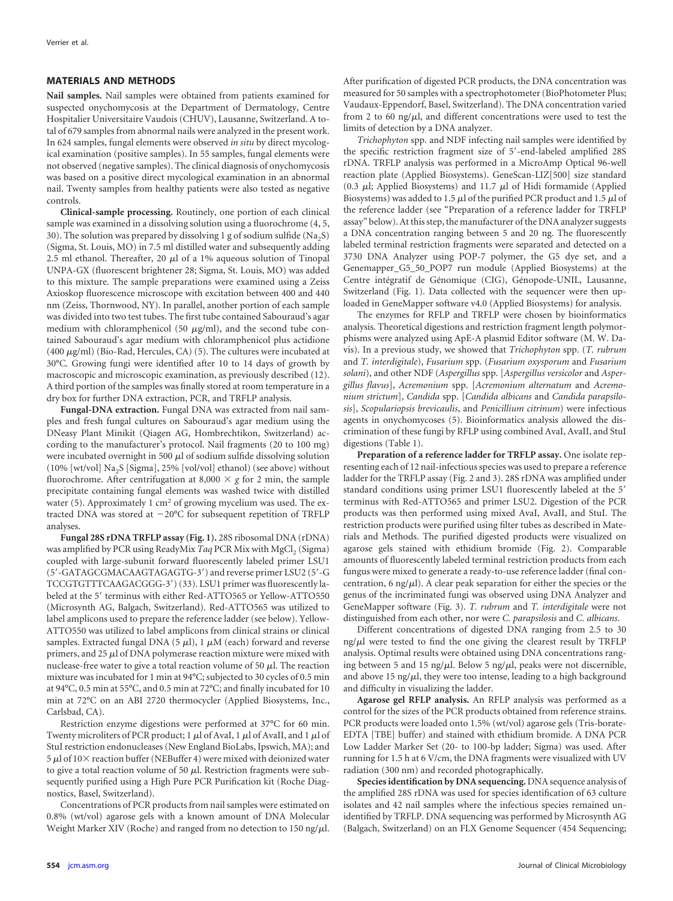## MATERIALS AND METHODS

**Nail samples.** Nail samples were obtained from patients examined for suspected onychomycosis at the Department of Dermatology, Centre Hospitalier Universitaire Vaudois (CHUV), Lausanne, Switzerland. A total of 679 samples from abnormal nails were analyzed in the present work. In 624 samples, fungal elements were observed *in situ* by direct mycological examination (positive samples). In 55 samples, fungal elements were not observed (negative samples). The clinical diagnosis of onychomycosis was based on a positive direct mycological examination in an abnormal nail. Twenty samples from healthy patients were also tested as negative controls.

**Clinical-sample processing.** Routinely, one portion of each clinical sample was examined in a dissolving solution using a fluorochrome (4, 5, 30). The solution was prepared by dissolving 1 g of sodium sulfide ($Na_2S$) (Sigma, St. Louis, MO) in 7.5 ml distilled water and subsequently adding 2.5 ml ethanol. Thereafter, 20 μl of a 1% aqueous solution of Tinopal UNPA-GX (fluorescent brightener 28; Sigma, St. Louis, MO) was added to this mixture. The sample preparations were examined using a Zeiss Axioskop fluorescence microscope with excitation between 400 and 440 nm (Zeiss, Thornwood, NY). In parallel, another portion of each sample was divided into two test tubes. The first tube contained Sabouraud's agar medium with chloramphenicol (50 μg/ml), and the second tube contained Sabouraud's agar medium with chloramphenicol plus actidione (400 μg/ml) (Bio-Rad, Hercules, CA) (5). The cultures were incubated at 30°C. Growing fungi were identified after 10 to 14 days of growth by macroscopic and microscopic examination, as previously described (12). A third portion of the samples was finally stored at room temperature in a dry box for further DNA extraction, PCR, and TRFLP analysis.

**Fungal-DNA extraction.** Fungal DNA was extracted from nail samples and fresh fungal cultures on Sabouraud's agar medium using the DNeasy Plant Minikit (Qiagen AG, Hombrechtikon, Switzerland) according to the manufacturer's protocol. Nail fragments (20 to 100 mg) were incubated overnight in 500 μl of sodium sulfide dissolving solution (10% [wt/vol] $Na_2S$ [Sigma], 25% [vol/vol] ethanol) (see above) without fluorochrome. After centrifugation at 8,000 × *g* for 2 min, the sample precipitate containing fungal elements was washed twice with distilled water (5). Approximately 1 $cm^2$ of growing mycelium was used. The extracted DNA was stored at −20°C for subsequent repetition of TRFLP analyses.

**Fungal 28S rDNA TRFLP assay (Fig. 1).** 28S ribosomal DNA (rDNA) was amplified by PCR using ReadyMix *Taq* PCR Mix with $MgCl_2$ (Sigma) coupled with large-subunit forward fluorescently labeled primer LSU1 (5′-GATAGCGMACAAGTAGAGTG-3′) and reverse primer LSU2 (5′-GTCCGTGTTTCAAGACGGG-3′) (33). LSU1 primer was fluorescently labeled at the 5′ terminus with either Red-ATTO565 or Yellow-ATTO550 (Microsynth AG, Balgach, Switzerland). Red-ATTO565 was utilized to label amplicons used to prepare the reference ladder (see below). Yellow-ATTO550 was utilized to label amplicons from clinical strains or clinical samples. Extracted fungal DNA (5 μl), 1 μM (each) forward and reverse primers, and 25 μl of DNA polymerase reaction mixture were mixed with nuclease-free water to give a total reaction volume of 50 μl. The reaction mixture was incubated for 1 min at 94°C; subjected to 30 cycles of 0.5 min at 94°C, 0.5 min at 55°C, and 0.5 min at 72°C; and finally incubated for 10 min at 72°C on an ABI 2720 thermocycler (Applied Biosystems, Inc., Carlsbad, CA).

Restriction enzyme digestions were performed at 37°C for 60 min. Twenty microliters of PCR product; 1 μl of AvaI, 1 μl of AvaII, and 1 μl of StuI restriction endonucleases (New England BioLabs, Ipswich, MA); and 5 μl of 10× reaction buffer (NEBuffer 4) were mixed with deionized water to give a total reaction volume of 50 μl. Restriction fragments were subsequently purified using a High Pure PCR Purification kit (Roche Diagnostics, Basel, Switzerland).

Concentrations of PCR products from nail samples were estimated on 0.8% (wt/vol) agarose gels with a known amount of DNA Molecular Weight Marker XIV (Roche) and ranged from no detection to 150 ng/μl. After purification of digested PCR products, the DNA concentration was measured for 50 samples with a spectrophotometer (BioPhotometer Plus; Vaudaux-Eppendorf, Basel, Switzerland). The DNA concentration varied from 2 to 60 ng/μl, and different concentrations were used to test the limits of detection by a DNA analyzer.

*Trichophyton* spp. and NDF infecting nail samples were identified by the specific restriction fragment size of 5′-end-labeled amplified 28S rDNA. TRFLP analysis was performed in a MicroAmp Optical 96-well reaction plate (Applied Biosystems). GeneScan-LIZ[500] size standard (0.3 μl; Applied Biosystems) and 11.7 μl of Hidi formamide (Applied Biosystems) was added to 1.5 μl of the purified PCR product and 1.5 μl of the reference ladder (see "Preparation of a reference ladder for TRFLP assay" below). At this step, the manufacturer of the DNA analyzer suggests a DNA concentration ranging between 5 and 20 ng. The fluorescently labeled terminal restriction fragments were separated and detected on a 3730 DNA Analyzer using POP-7 polymer, the G5 dye set, and a Genemapper_G5_50_POP7 run module (Applied Biosystems) at the Centre intégratif de Génomique (CIG), Génopode-UNIL, Lausanne, Switzerland (Fig. 1). Data collected with the sequencer were then uploaded in GeneMapper software v4.0 (Applied Biosystems) for analysis.

The enzymes for RFLP and TRFLP were chosen by bioinformatics analysis. Theoretical digestions and restriction fragment length polymorphisms were analyzed using ApE-A plasmid Editor software (M. W. Davis). In a previous study, we showed that *Trichophyton* spp. (*T. rubrum* and *T. interdigitale*), *Fusarium* spp. (*Fusarium oxysporum* and *Fusarium solani*), and other NDF (*Aspergillus* spp. [*Aspergillus versicolor* and *Aspergillus flavus*], *Acremonium* spp. [*Acremonium alternatum* and *Acremonium strictum*], *Candida* spp. [*Candida albicans* and *Candida parapsilosis*], *Scopulariopsis brevicaulis*, and *Penicillium citrinum*) were infectious agents in onychomycoses (5). Bioinformatics analysis allowed the discrimination of these fungi by RFLP using combined AvaI, AvaII, and StuI digestions (Table 1).

**Preparation of a reference ladder for TRFLP assay.** One isolate representing each of 12 nail-infectious species was used to prepare a reference ladder for the TRFLP assay (Fig. 2 and 3). 28S rDNA was amplified under standard conditions using primer LSU1 fluorescently labeled at the 5′ terminus with Red-ATTO565 and primer LSU2. Digestion of the PCR products was then performed using mixed AvaI, AvaII, and StuI. The restriction products were purified using filter tubes as described in Materials and Methods. The purified digested products were visualized on agarose gels stained with ethidium bromide (Fig. 2). Comparable amounts of fluorescently labeled terminal restriction products from each fungus were mixed to generate a ready-to-use reference ladder (final concentration, 6 ng/μl). A clear peak separation for either the species or the genus of the incriminated fungi was observed using DNA Analyzer and GeneMapper software (Fig. 3). *T. rubrum* and *T. interdigitale* were not distinguished from each other, nor were *C. parapsilosis* and *C. albicans*.

Different concentrations of digested DNA ranging from 2.5 to 30 ng/μl were tested to find the one giving the clearest result by TRFLP analysis. Optimal results were obtained using DNA concentrations ranging between 5 and 15 ng/μl. Below 5 ng/μl, peaks were not discernible, and above 15 ng/μl, they were too intense, leading to a high background and difficulty in visualizing the ladder.

**Agarose gel RFLP analysis.** An RFLP analysis was performed as a control for the sizes of the PCR products obtained from reference strains. PCR products were loaded onto 1.5% (wt/vol) agarose gels (Tris-borate-EDTA [TBE] buffer) and stained with ethidium bromide. A DNA PCR Low Ladder Marker Set (20- to 100-bp ladder; Sigma) was used. After running for 1.5 h at 6 V/cm, the DNA fragments were visualized with UV radiation (300 nm) and recorded photographically.

**Species identification by DNA sequencing.** DNA sequence analysis of the amplified 28S rDNA was used for species identification of 63 culture isolates and 42 nail samples where the infectious species remained unidentified by TRFLP. DNA sequencing was performed by Microsynth AG (Balgach, Switzerland) on an FLX Genome Sequencer (454 Sequencing;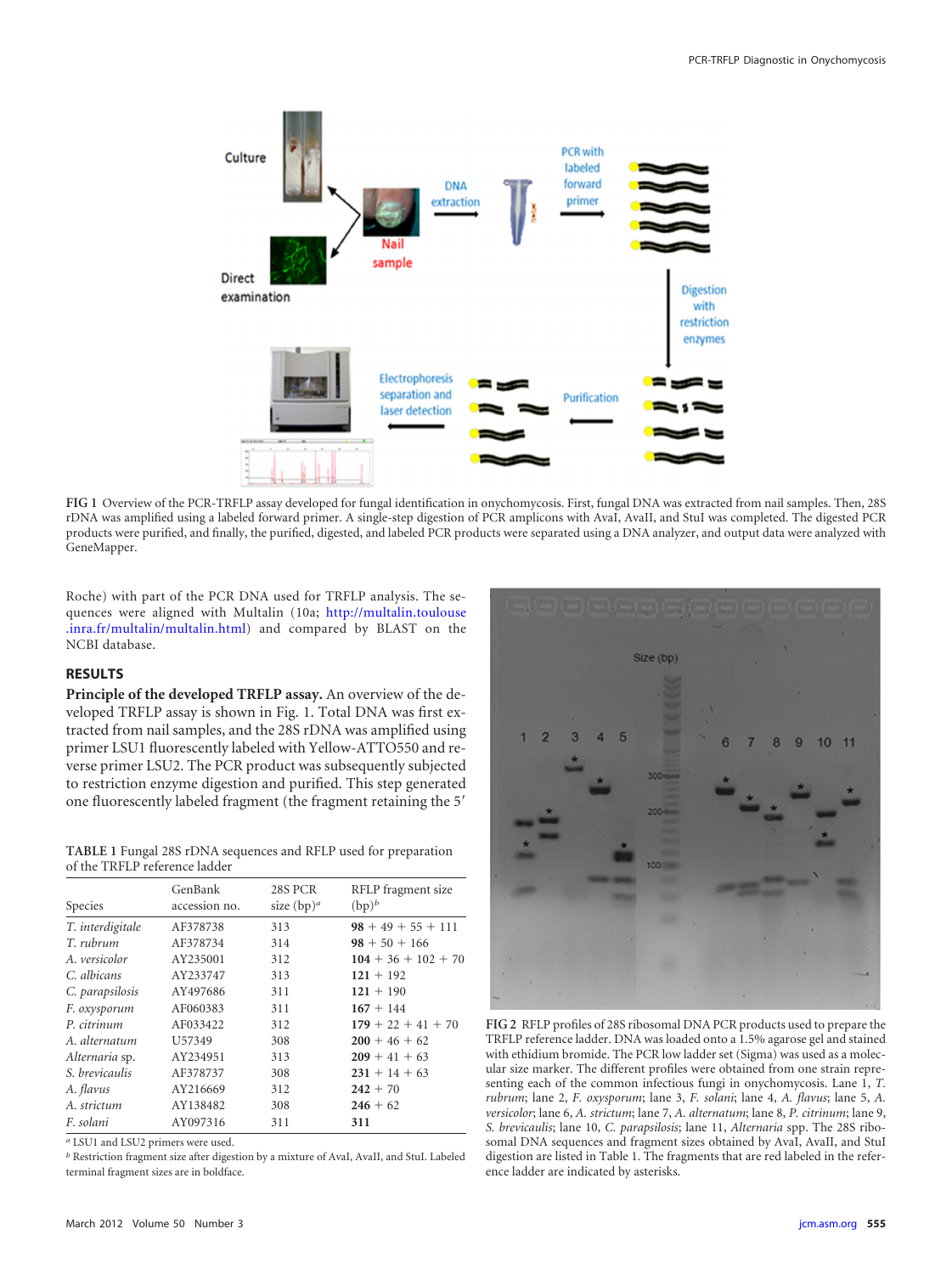FIG 1 Overview of the PCR-TRFLP assay developed for fungal identification in onychomycosis. First, fungal DNA was extracted from nail samples. Then, 28S rDNA was amplified using a labeled forward primer. A single-step digestion of PCR amplicons with AvaI, AvaII, and StuI was completed. The digested PCR products were purified, and finally, the purified, digested, and labeled PCR products were separated using a DNA analyzer, and output data were analyzed with GeneMapper.

Roche) with part of the PCR DNA used for TRFLP analysis. The sequences were aligned with Multalin (10a; http://multalin.toulouse.inra.fr/multalin/multalin.html) and compared by BLAST on the NCBI database.

## RESULTS

**Principle of the developed TRFLP assay.** An overview of the developed TRFLP assay is shown in Fig. 1. Total DNA was first extracted from nail samples, and the 28S rDNA was amplified using primer LSU1 fluorescently labeled with Yellow-ATTO550 and reverse primer LSU2. The PCR product was subsequently subjected to restriction enzyme digestion and purified. This step generated one fluorescently labeled fragment (the fragment retaining the 5′

TABLE 1 Fungal 28S rDNA sequences and RFLP used for preparation of the TRFLP reference ladder

| Species | GenBank accession no. | 28S PCR size (bp)[a] | RFLP fragment size (bp)[b] |
|---|---|---|---|
| *T. interdigitale* | AF378738 | 313 | **98** + 49 + 55 + 111 |
| *T. rubrum* | AF378734 | 314 | **98** + 50 + 166 |
| *A. versicolor* | AY235001 | 312 | **104** + 36 + 102 + 70 |
| *C. albicans* | AY233747 | 313 | **121** + 192 |
| *C. parapsilosis* | AY497686 | 311 | **121** + 190 |
| *F. oxysporum* | AF060383 | 311 | **167** + 144 |
| *P. citrinum* | AF033422 | 312 | **179** + 22 + 41 + 70 |
| *A. alternatum* | U57349 | 308 | **200** + 46 + 62 |
| *Alternaria* sp. | AY234951 | 313 | **209** + 41 + 63 |
| *S. brevicaulis* | AF378737 | 308 | **231** + 14 + 63 |
| *A. flavus* | AY216669 | 312 | **242** + 70 |
| *A. strictum* | AY138482 | 308 | **246** + 62 |
| *F. solani* | AY097316 | 311 | **311** |

[a] LSU1 and LSU2 primers were used.
[b] Restriction fragment size after digestion by a mixture of AvaI, AvaII, and StuI. Labeled terminal fragment sizes are in boldface.

FIG 2 RFLP profiles of 28S ribosomal DNA PCR products used to prepare the TRFLP reference ladder. DNA was loaded onto a 1.5% agarose gel and stained with ethidium bromide. The PCR low ladder set (Sigma) was used as a molecular size marker. The different profiles were obtained from one strain representing each of the common infectious fungi in onychomycosis. Lane 1, *T. rubrum*; lane 2, *F. oxysporum*; lane 3, *F. solani*; lane 4, *A. flavus*; lane 5, *A. versicolor*; lane 6, *A. strictum*; lane 7, *A. alternatum*; lane 8, *P. citrinum*; lane 9, *S. brevicaulis*; lane 10, *C. parapsilosis*; lane 11, *Alternaria* spp. The 28S ribosomal DNA sequences and fragment sizes obtained by AvaI, AvaII, and StuI digestion are listed in Table 1. The fragments that are red labeled in the reference ladder are indicated by asterisks.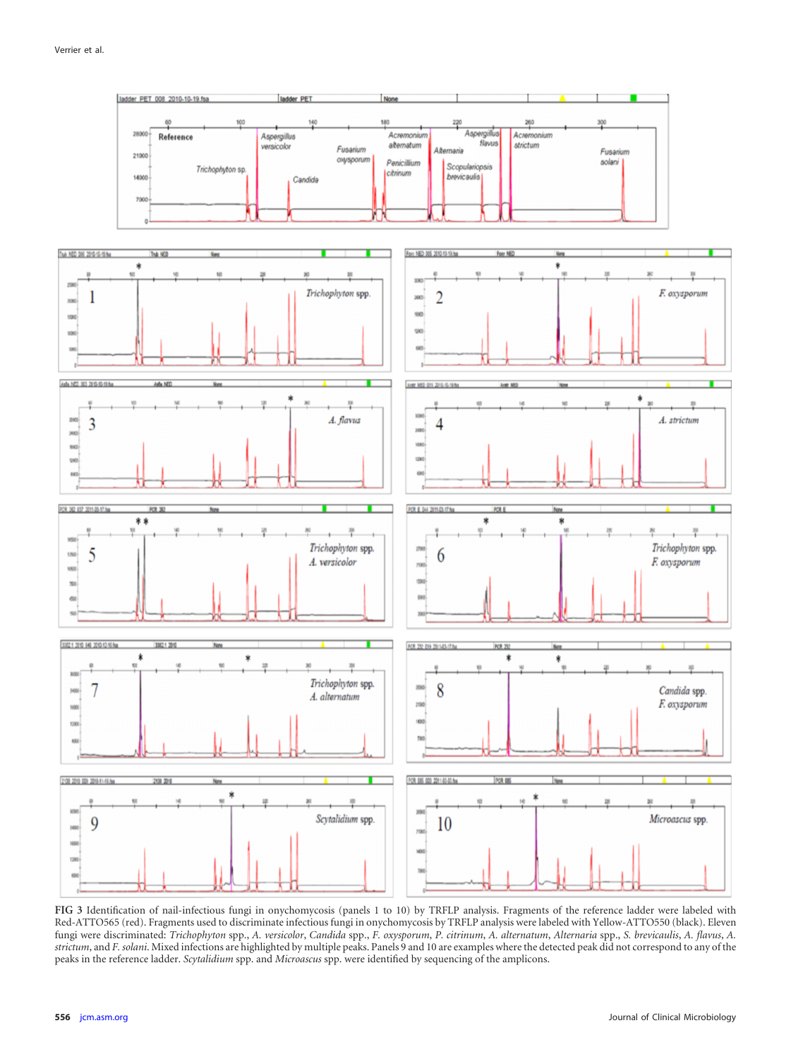FIG 3 Identification of nail-infectious fungi in onychomycosis (panels 1 to 10) by TRFLP analysis. Fragments of the reference ladder were labeled with Red-ATTO565 (red). Fragments used to discriminate infectious fungi in onychomycosis by TRFLP analysis were labeled with Yellow-ATTO550 (black). Eleven fungi were discriminated: *Trichophyton* spp., *A. versicolor*, *Candida* spp., *F. oxysporum*, *P. citrinum*, *A. alternatum*, *Alternaria* spp., *S. brevicaulis*, *A. flavus*, *A. strictum*, and *F. solani*. Mixed infections are highlighted by multiple peaks. Panels 9 and 10 are examples where the detected peak did not correspond to any of the peaks in the reference ladder. *Scytalidium* spp. and *Microascus* spp. were identified by sequencing of the amplicons.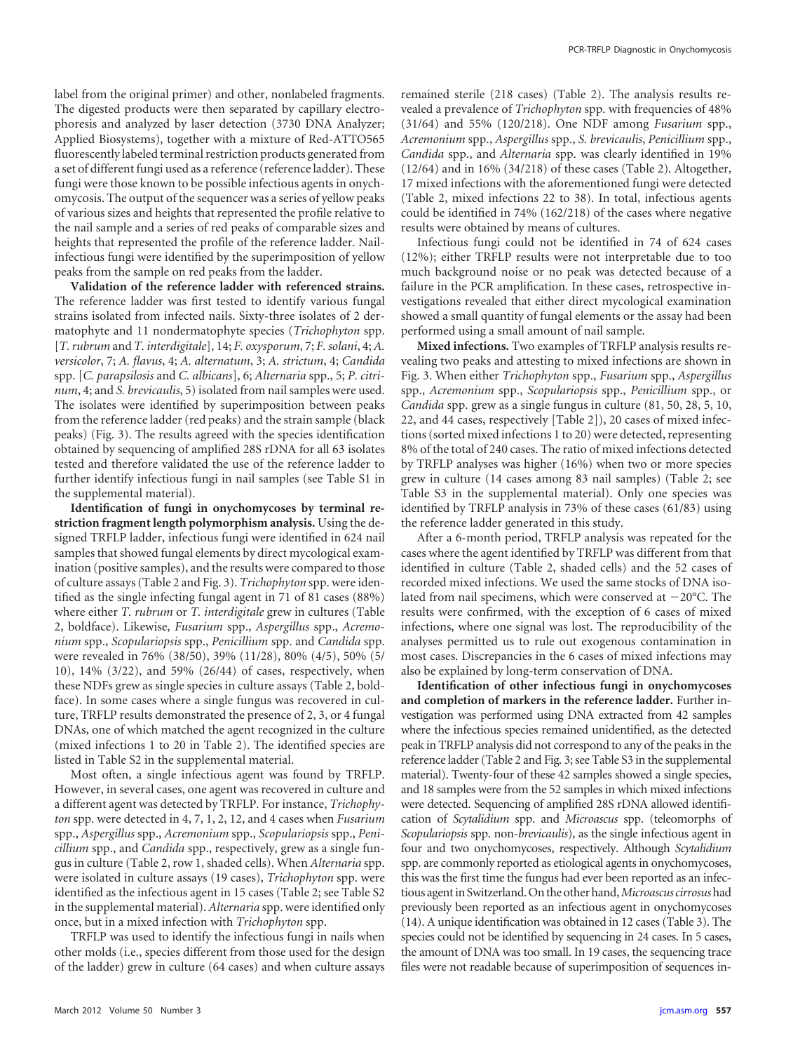label from the original primer) and other, nonlabeled fragments. The digested products were then separated by capillary electrophoresis and analyzed by laser detection (3730 DNA Analyzer; Applied Biosystems), together with a mixture of Red-ATTO565 fluorescently labeled terminal restriction products generated from a set of different fungi used as a reference (reference ladder). These fungi were those known to be possible infectious agents in onychomycosis. The output of the sequencer was a series of yellow peaks of various sizes and heights that represented the profile relative to the nail sample and a series of red peaks of comparable sizes and heights that represented the profile of the reference ladder. Nail-infectious fungi were identified by the superimposition of yellow peaks from the sample on red peaks from the ladder.

**Validation of the reference ladder with referenced strains.** The reference ladder was first tested to identify various fungal strains isolated from infected nails. Sixty-three isolates of 2 dermatophyte and 11 nondermatophyte species (*Trichophyton* spp. [*T. rubrum* and *T. interdigitale*], 14; *F. oxysporum*, 7; *F. solani*, 4; *A. versicolor*, 7; *A. flavus*, 4; *A. alternatum*, 3; *A. strictum*, 4; *Candida* spp. [*C. parapsilosis* and *C. albicans*], 6; *Alternaria* spp., 5; *P. citrinum*, 4; and *S. brevicaulis*, 5) isolated from nail samples were used. The isolates were identified by superimposition between peaks from the reference ladder (red peaks) and the strain sample (black peaks) (Fig. 3). The results agreed with the species identification obtained by sequencing of amplified 28S rDNA for all 63 isolates tested and therefore validated the use of the reference ladder to further identify infectious fungi in nail samples (see Table S1 in the supplemental material).

**Identification of fungi in onychomycoses by terminal restriction fragment length polymorphism analysis.** Using the designed TRFLP ladder, infectious fungi were identified in 624 nail samples that showed fungal elements by direct mycological examination (positive samples), and the results were compared to those of culture assays (Table 2 and Fig. 3). *Trichophyton* spp. were identified as the single infecting fungal agent in 71 of 81 cases (88%) where either *T. rubrum* or *T. interdigitale* grew in cultures (Table 2, boldface). Likewise, *Fusarium* spp., *Aspergillus* spp., *Acremonium* spp., *Scopulariopsis* spp., *Penicillium* spp. and *Candida* spp. were revealed in 76% (38/50), 39% (11/28), 80% (4/5), 50% (5/10), 14% (3/22), and 59% (26/44) of cases, respectively, when these NDFs grew as single species in culture assays (Table 2, boldface). In some cases where a single fungus was recovered in culture, TRFLP results demonstrated the presence of 2, 3, or 4 fungal DNAs, one of which matched the agent recognized in the culture (mixed infections 1 to 20 in Table 2). The identified species are listed in Table S2 in the supplemental material.

Most often, a single infectious agent was found by TRFLP. However, in several cases, one agent was recovered in culture and a different agent was detected by TRFLP. For instance, *Trichophyton* spp. were detected in 4, 7, 1, 2, 12, and 4 cases when *Fusarium* spp., *Aspergillus* spp., *Acremonium* spp., *Scopulariopsis* spp., *Penicillium* spp., and *Candida* spp., respectively, grew as a single fungus in culture (Table 2, row 1, shaded cells). When *Alternaria* spp. were isolated in culture assays (19 cases), *Trichophyton* spp. were identified as the infectious agent in 15 cases (Table 2; see Table S2 in the supplemental material). *Alternaria* spp. were identified only once, but in a mixed infection with *Trichophyton* spp.

TRFLP was used to identify the infectious fungi in nails when other molds (i.e., species different from those used for the design of the ladder) grew in culture (64 cases) and when culture assays remained sterile (218 cases) (Table 2). The analysis results revealed a prevalence of *Trichophyton* spp. with frequencies of 48% (31/64) and 55% (120/218). One NDF among *Fusarium* spp., *Acremonium* spp., *Aspergillus* spp., *S. brevicaulis*, *Penicillium* spp., *Candida* spp., and *Alternaria* spp. was clearly identified in 19% (12/64) and in 16% (34/218) of these cases (Table 2). Altogether, 17 mixed infections with the aforementioned fungi were detected (Table 2, mixed infections 22 to 38). In total, infectious agents could be identified in 74% (162/218) of the cases where negative results were obtained by means of cultures.

Infectious fungi could not be identified in 74 of 624 cases (12%); either TRFLP results were not interpretable due to too much background noise or no peak was detected because of a failure in the PCR amplification. In these cases, retrospective investigations revealed that either direct mycological examination showed a small quantity of fungal elements or the assay had been performed using a small amount of nail sample.

**Mixed infections.** Two examples of TRFLP analysis results revealing two peaks and attesting to mixed infections are shown in Fig. 3. When either *Trichophyton* spp., *Fusarium* spp., *Aspergillus* spp., *Acremonium* spp., *Scopulariopsis* spp., *Penicillium* spp., or *Candida* spp. grew as a single fungus in culture (81, 50, 28, 5, 10, 22, and 44 cases, respectively [Table 2]), 20 cases of mixed infections (sorted mixed infections 1 to 20) were detected, representing 8% of the total of 240 cases. The ratio of mixed infections detected by TRFLP analyses was higher (16%) when two or more species grew in culture (14 cases among 83 nail samples) (Table 2; see Table S3 in the supplemental material). Only one species was identified by TRFLP analysis in 73% of these cases (61/83) using the reference ladder generated in this study.

After a 6-month period, TRFLP analysis was repeated for the cases where the agent identified by TRFLP was different from that identified in culture (Table 2, shaded cells) and the 52 cases of recorded mixed infections. We used the same stocks of DNA isolated from nail specimens, which were conserved at −20°C. The results were confirmed, with the exception of 6 cases of mixed infections, where one signal was lost. The reproducibility of the analyses permitted us to rule out exogenous contamination in most cases. Discrepancies in the 6 cases of mixed infections may also be explained by long-term conservation of DNA.

**Identification of other infectious fungi in onychomycoses and completion of markers in the reference ladder.** Further investigation was performed using DNA extracted from 42 samples where the infectious species remained unidentified, as the detected peak in TRFLP analysis did not correspond to any of the peaks in the reference ladder (Table 2 and Fig. 3; see Table S3 in the supplemental material). Twenty-four of these 42 samples showed a single species, and 18 samples were from the 52 samples in which mixed infections were detected. Sequencing of amplified 28S rDNA allowed identification of *Scytalidium* spp. and *Microascus* spp. (teleomorphs of *Scopulariopsis* spp. non-*brevicaulis*), as the single infectious agent in four and two onychomycoses, respectively. Although *Scytalidium* spp. are commonly reported as etiological agents in onychomycoses, this was the first time the fungus had ever been reported as an infectious agent in Switzerland. On the other hand, *Microascus cirrosus* had previously been reported as an infectious agent in onychomycoses (14). A unique identification was obtained in 12 cases (Table 3). The species could not be identified by sequencing in 24 cases. In 5 cases, the amount of DNA was too small. In 19 cases, the sequencing trace files were not readable because of superimposition of sequences in-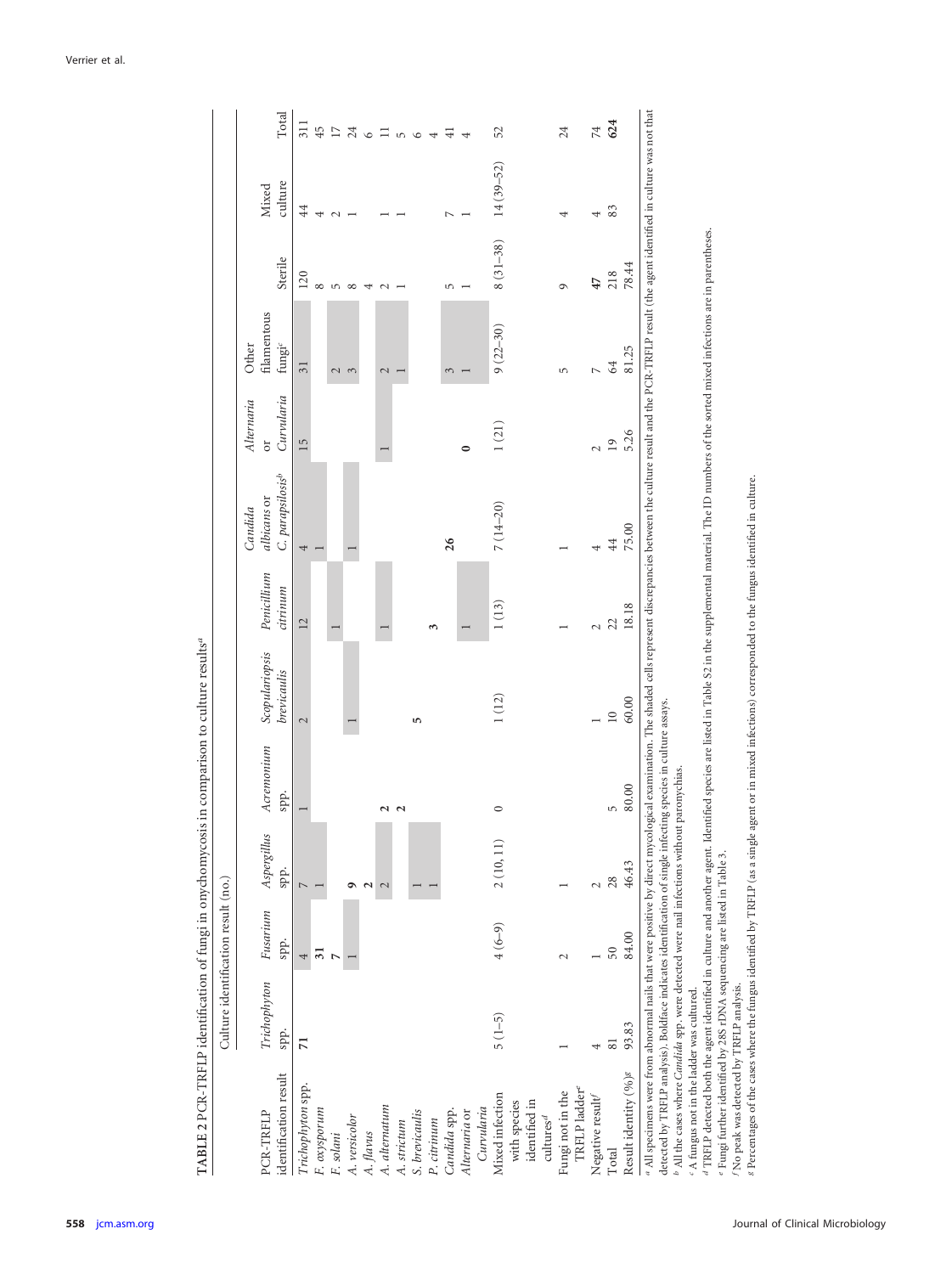**TABLE 2** PCR-TRFLP identification of fungi in onychomycosis in comparison to culture results[a]

| PCR-TRFLP identification result | Culture identification result (no.) | | | | | | | | | | | |
|---|---|---|---|---|---|---|---|---|---|---|---|---|
| | *Trichophyton* spp. | *Fusarium* spp. | *Aspergillus* spp. | *Acremonium* spp. | *Scopulariopsis brevicaulis* | *Penicillium citrinum* | *Candida albicans* or *C. parapsilosis*[b] | *Alternaria* or *Curvularia* | Other filamentous fungi[c] | Sterile | Mixed culture | Total |
| *Trichophyton* spp. | **71** | 4 | 7 | 1 | 2 | 12 | 4 | 15 | 31 | 120 | 44 | 311 |
| *F. oxysporum* | | **31** | 1 | | | | 1 | | | 8 | 4 | 45 |
| *F. solani* | | **7** | | | | 1 | | | 2 | 5 | 2 | 17 |
| *A. versicolor* | | 1 | **9** | | 1 | | 1 | | 3 | 8 | 1 | 24 |
| *A. flavus* | | | **2** | | | | | | | 4 | | 6 |
| *A. alternatum* | | | 2 | **2** | | 1 | | 1 | 2 | 2 | 1 | 11 |
| *A. strictum* | | | | **2** | | | | | 1 | 1 | 1 | 5 |
| *S. brevicaulis* | | | 1 | | **5** | | | | | | | 6 |
| *P. citrinum* | | | 1 | | | **3** | | | | | | 4 |
| *Candida* spp. | | | | | | | **26** | | 3 | 5 | 7 | 41 |
| *Alternaria* or *Curvularia* | | | | | | 1 | | **0** | 1 | 1 | 1 | 4 |
| Mixed infection with species identified in cultures[d] | 5 (1–5) | 4 (6–9) | 2 (10, 11) | 0 | 1 (12) | 1 (13) | 7 (14–20) | 1 (21) | 9 (22–30) | 8 (31–38) | 14 (39–52) | 52 |
| Fungi not in the TRFLP ladder[e] | 1 | 2 | 1 | | | 1 | 1 | | 5 | 9 | 4 | 24 |
| Negative result[f] | 4 | 1 | 2 | | 1 | 2 | 4 | 2 | 7 | **47** | 4 | 74 |
| Total | 81 | 50 | 28 | 5 | 10 | 22 | 44 | 19 | 64 | 218 | 83 | **624** |
| Result identity (%)[g] | 93.83 | 84.00 | 46.43 | 80.00 | 60.00 | 18.18 | 75.00 | 5.26 | 81.25 | 78.44 | | |

[a] All specimens were from abnormal nails that were positive by direct mycological examination. The shaded cells represent discrepancies between the culture result and the PCR-TRFLP result (the agent identified in culture was not that detected by TRFLP analysis). Boldface indicates identification of single infecting species in culture assays.

[b] All the cases where *Candida* spp. were detected were nail infections without paronychias.

[c] A fungus not in the ladder was cultured.

[d] TRFLP detected both the agent identified in culture and another agent. Identified species are listed in Table S2 in the supplemental material. The ID numbers of the sorted mixed infections are in parentheses.

[e] Fungi further identified by 28S rDNA sequencing are listed in Table 3.

[f] No peak was detected by TRFLP analysis.

[g] Percentages of the cases where the fungus identified by TRFLP (as a single agent or in mixed infections) corresponded to the fungus identified in culture.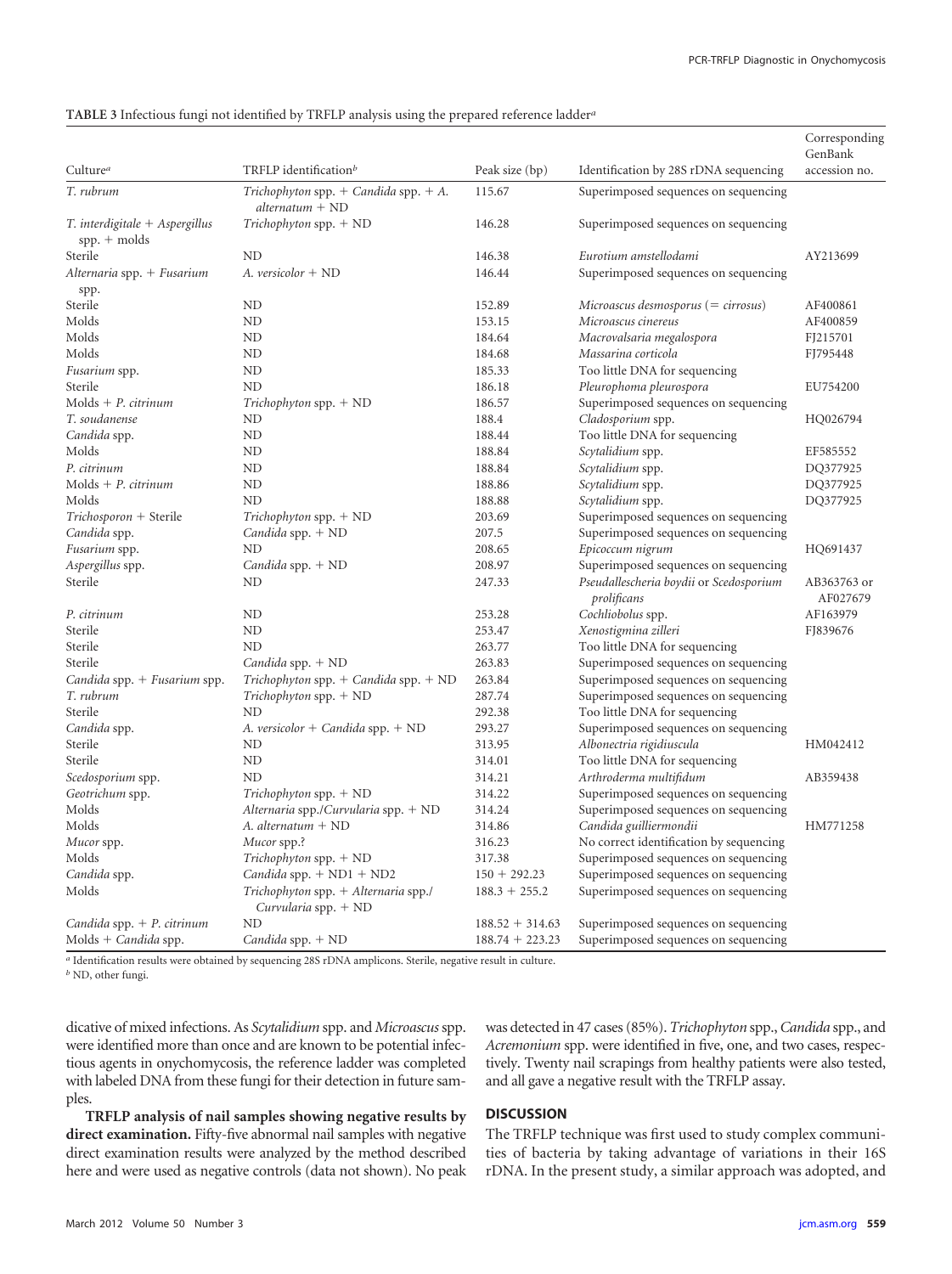**TABLE 3** Infectious fungi not identified by TRFLP analysis using the prepared reference ladder[a]

| Culture[a] | TRFLP identification[b] | Peak size (bp) | Identification by 28S rDNA sequencing | Corresponding GenBank accession no. |
|---|---|---|---|---|
| *T. rubrum* | *Trichophyton* spp. + *Candida* spp. + *A. alternatum* + ND | 115.67 | Superimposed sequences on sequencing | |
| *T. interdigitale* + *Aspergillus* spp. + molds | *Trichophyton* spp. + ND | 146.28 | Superimposed sequences on sequencing | |
| Sterile | ND | 146.38 | *Eurotium amstellodami* | AY213699 |
| *Alternaria* spp. + *Fusarium* spp. | *A. versicolor* + ND | 146.44 | Superimposed sequences on sequencing | |
| Sterile | ND | 152.89 | *Microascus desmosporus* (= *cirrosus*) | AF400861 |
| Molds | ND | 153.15 | *Microascus cinereus* | AF400859 |
| Molds | ND | 184.64 | *Macrovalsaria megalospora* | FJ215701 |
| Molds | ND | 184.68 | *Massarina corticola* | FJ795448 |
| *Fusarium* spp. | ND | 185.33 | Too little DNA for sequencing | |
| Sterile | ND | 186.18 | *Pleurophoma pleurospora* | EU754200 |
| Molds + *P. citrinum* | *Trichophyton* spp. + ND | 186.57 | Superimposed sequences on sequencing | |
| *T. soudanense* | ND | 188.4 | *Cladosporium* spp. | HQ026794 |
| *Candida* spp. | ND | 188.44 | Too little DNA for sequencing | |
| Molds | ND | 188.84 | *Scytalidium* spp. | EF585552 |
| *P. citrinum* | ND | 188.84 | *Scytalidium* spp. | DQ377925 |
| Molds + *P. citrinum* | ND | 188.86 | *Scytalidium* spp. | DQ377925 |
| Molds | ND | 188.88 | *Scytalidium* spp. | DQ377925 |
| *Trichosporon* + Sterile | *Trichophyton* spp. + ND | 203.69 | Superimposed sequences on sequencing | |
| *Candida* spp. | *Candida* spp. + ND | 207.5 | Superimposed sequences on sequencing | |
| *Fusarium* spp. | ND | 208.65 | *Epicoccum nigrum* | HQ691437 |
| *Aspergillus* spp. | *Candida* spp. + ND | 208.97 | Superimposed sequences on sequencing | |
| Sterile | ND | 247.33 | *Pseudallescheria boydii* or *Scedosporium prolificans* | AB363763 or AF027679 |
| *P. citrinum* | ND | 253.28 | *Cochliobolus* spp. | AF163979 |
| Sterile | ND | 253.47 | *Xenostigmina zilleri* | FJ839676 |
| Sterile | ND | 263.77 | Too little DNA for sequencing | |
| Sterile | *Candida* spp. + ND | 263.83 | Superimposed sequences on sequencing | |
| *Candida* spp. + *Fusarium* spp. | *Trichophyton* spp. + *Candida* spp. + ND | 263.84 | Superimposed sequences on sequencing | |
| *T. rubrum* | *Trichophyton* spp. + ND | 287.74 | Superimposed sequences on sequencing | |
| Sterile | ND | 292.38 | Too little DNA for sequencing | |
| *Candida* spp. | *A. versicolor* + *Candida* spp. + ND | 293.27 | Superimposed sequences on sequencing | |
| Sterile | ND | 313.95 | *Albonectria rigidiuscula* | HM042412 |
| Sterile | ND | 314.01 | Too little DNA for sequencing | |
| *Scedosporium* spp. | ND | 314.21 | *Arthroderma multifidum* | AB359438 |
| *Geotrichum* spp. | *Trichophyton* spp. + ND | 314.22 | Superimposed sequences on sequencing | |
| Molds | *Alternaria* spp./*Curvularia* spp. + ND | 314.24 | Superimposed sequences on sequencing | |
| Molds | *A. alternatum* + ND | 314.86 | *Candida guilliermondii* | HM771258 |
| *Mucor* spp. | *Mucor* spp.? | 316.23 | No correct identification by sequencing | |
| Molds | *Trichophyton* spp. + ND | 317.38 | Superimposed sequences on sequencing | |
| *Candida* spp. | *Candida* spp. + ND1 + ND2 | 150 + 292.23 | Superimposed sequences on sequencing | |
| Molds | *Trichophyton* spp. + *Alternaria* spp./ *Curvularia* spp. + ND | 188.3 + 255.2 | Superimposed sequences on sequencing | |
| *Candida* spp. + *P. citrinum* | ND | 188.52 + 314.63 | Superimposed sequences on sequencing | |
| Molds + *Candida* spp. | *Candida* spp. + ND | 188.74 + 223.23 | Superimposed sequences on sequencing | |

[a] Identification results were obtained by sequencing 28S rDNA amplicons. Sterile, negative result in culture.
[b] ND, other fungi.

dicative of mixed infections. As *Scytalidium* spp. and *Microascus* spp. were identified more than once and are known to be potential infectious agents in onychomycosis, the reference ladder was completed with labeled DNA from these fungi for their detection in future samples.

**TRFLP analysis of nail samples showing negative results by direct examination.** Fifty-five abnormal nail samples with negative direct examination results were analyzed by the method described here and were used as negative controls (data not shown). No peak was detected in 47 cases (85%). *Trichophyton* spp., *Candida* spp., and *Acremonium* spp. were identified in five, one, and two cases, respectively. Twenty nail scrapings from healthy patients were also tested, and all gave a negative result with the TRFLP assay.

## DISCUSSION

The TRFLP technique was first used to study complex communities of bacteria by taking advantage of variations in their 16S rDNA. In the present study, a similar approach was adopted, and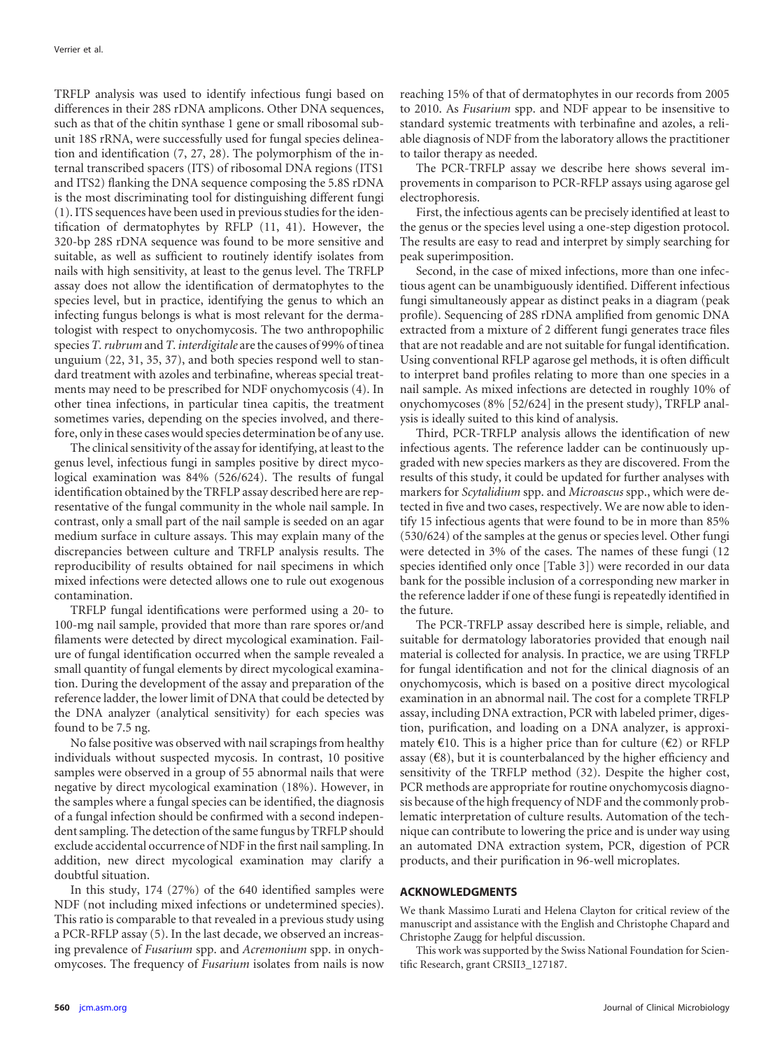TRFLP analysis was used to identify infectious fungi based on differences in their 28S rDNA amplicons. Other DNA sequences, such as that of the chitin synthase 1 gene or small ribosomal subunit 18S rRNA, were successfully used for fungal species delineation and identification (7, 27, 28). The polymorphism of the internal transcribed spacers (ITS) of ribosomal DNA regions (ITS1 and ITS2) flanking the DNA sequence composing the 5.8S rDNA is the most discriminating tool for distinguishing different fungi (1). ITS sequences have been used in previous studies for the identification of dermatophytes by RFLP (11, 41). However, the 320-bp 28S rDNA sequence was found to be more sensitive and suitable, as well as sufficient to routinely identify isolates from nails with high sensitivity, at least to the genus level. The TRFLP assay does not allow the identification of dermatophytes to the species level, but in practice, identifying the genus to which an infecting fungus belongs is what is most relevant for the dermatologist with respect to onychomycosis. The two anthropophilic species *T. rubrum* and *T. interdigitale* are the causes of 99% of tinea unguium (22, 31, 35, 37), and both species respond well to standard treatment with azoles and terbinafine, whereas special treatments may need to be prescribed for NDF onychomycosis (4). In other tinea infections, in particular tinea capitis, the treatment sometimes varies, depending on the species involved, and therefore, only in these cases would species determination be of any use.

The clinical sensitivity of the assay for identifying, at least to the genus level, infectious fungi in samples positive by direct mycological examination was 84% (526/624). The results of fungal identification obtained by the TRFLP assay described here are representative of the fungal community in the whole nail sample. In contrast, only a small part of the nail sample is seeded on an agar medium surface in culture assays. This may explain many of the discrepancies between culture and TRFLP analysis results. The reproducibility of results obtained for nail specimens in which mixed infections were detected allows one to rule out exogenous contamination.

TRFLP fungal identifications were performed using a 20- to 100-mg nail sample, provided that more than rare spores or/and filaments were detected by direct mycological examination. Failure of fungal identification occurred when the sample revealed a small quantity of fungal elements by direct mycological examination. During the development of the assay and preparation of the reference ladder, the lower limit of DNA that could be detected by the DNA analyzer (analytical sensitivity) for each species was found to be 7.5 ng.

No false positive was observed with nail scrapings from healthy individuals without suspected mycosis. In contrast, 10 positive samples were observed in a group of 55 abnormal nails that were negative by direct mycological examination (18%). However, in the samples where a fungal species can be identified, the diagnosis of a fungal infection should be confirmed with a second independent sampling. The detection of the same fungus by TRFLP should exclude accidental occurrence of NDF in the first nail sampling. In addition, new direct mycological examination may clarify a doubtful situation.

In this study, 174 (27%) of the 640 identified samples were NDF (not including mixed infections or undetermined species). This ratio is comparable to that revealed in a previous study using a PCR-RFLP assay (5). In the last decade, we observed an increasing prevalence of *Fusarium* spp. and *Acremonium* spp. in onychomycoses. The frequency of *Fusarium* isolates from nails is now reaching 15% of that of dermatophytes in our records from 2005 to 2010. As *Fusarium* spp. and NDF appear to be insensitive to standard systemic treatments with terbinafine and azoles, a reliable diagnosis of NDF from the laboratory allows the practitioner to tailor therapy as needed.

The PCR-TRFLP assay we describe here shows several improvements in comparison to PCR-RFLP assays using agarose gel electrophoresis.

First, the infectious agents can be precisely identified at least to the genus or the species level using a one-step digestion protocol. The results are easy to read and interpret by simply searching for peak superimposition.

Second, in the case of mixed infections, more than one infectious agent can be unambiguously identified. Different infectious fungi simultaneously appear as distinct peaks in a diagram (peak profile). Sequencing of 28S rDNA amplified from genomic DNA extracted from a mixture of 2 different fungi generates trace files that are not readable and are not suitable for fungal identification. Using conventional RFLP agarose gel methods, it is often difficult to interpret band profiles relating to more than one species in a nail sample. As mixed infections are detected in roughly 10% of onychomycoses (8% [52/624] in the present study), TRFLP analysis is ideally suited to this kind of analysis.

Third, PCR-TRFLP analysis allows the identification of new infectious agents. The reference ladder can be continuously upgraded with new species markers as they are discovered. From the results of this study, it could be updated for further analyses with markers for *Scytalidium* spp. and *Microascus* spp., which were detected in five and two cases, respectively. We are now able to identify 15 infectious agents that were found to be in more than 85% (530/624) of the samples at the genus or species level. Other fungi were detected in 3% of the cases. The names of these fungi (12 species identified only once [Table 3]) were recorded in our data bank for the possible inclusion of a corresponding new marker in the reference ladder if one of these fungi is repeatedly identified in the future.

The PCR-TRFLP assay described here is simple, reliable, and suitable for dermatology laboratories provided that enough nail material is collected for analysis. In practice, we are using TRFLP for fungal identification and not for the clinical diagnosis of an onychomycosis, which is based on a positive direct mycological examination in an abnormal nail. The cost for a complete TRFLP assay, including DNA extraction, PCR with labeled primer, digestion, purification, and loading on a DNA analyzer, is approximately €10. This is a higher price than for culture (€2) or RFLP assay (€8), but it is counterbalanced by the higher efficiency and sensitivity of the TRFLP method (32). Despite the higher cost, PCR methods are appropriate for routine onychomycosis diagnosis because of the high frequency of NDF and the commonly problematic interpretation of culture results. Automation of the technique can contribute to lowering the price and is under way using an automated DNA extraction system, PCR, digestion of PCR products, and their purification in 96-well microplates.

## ACKNOWLEDGMENTS

We thank Massimo Lurati and Helena Clayton for critical review of the manuscript and assistance with the English and Christophe Chapard and Christophe Zaugg for helpful discussion.

This work was supported by the Swiss National Foundation for Scientific Research, grant CRSII3_127187.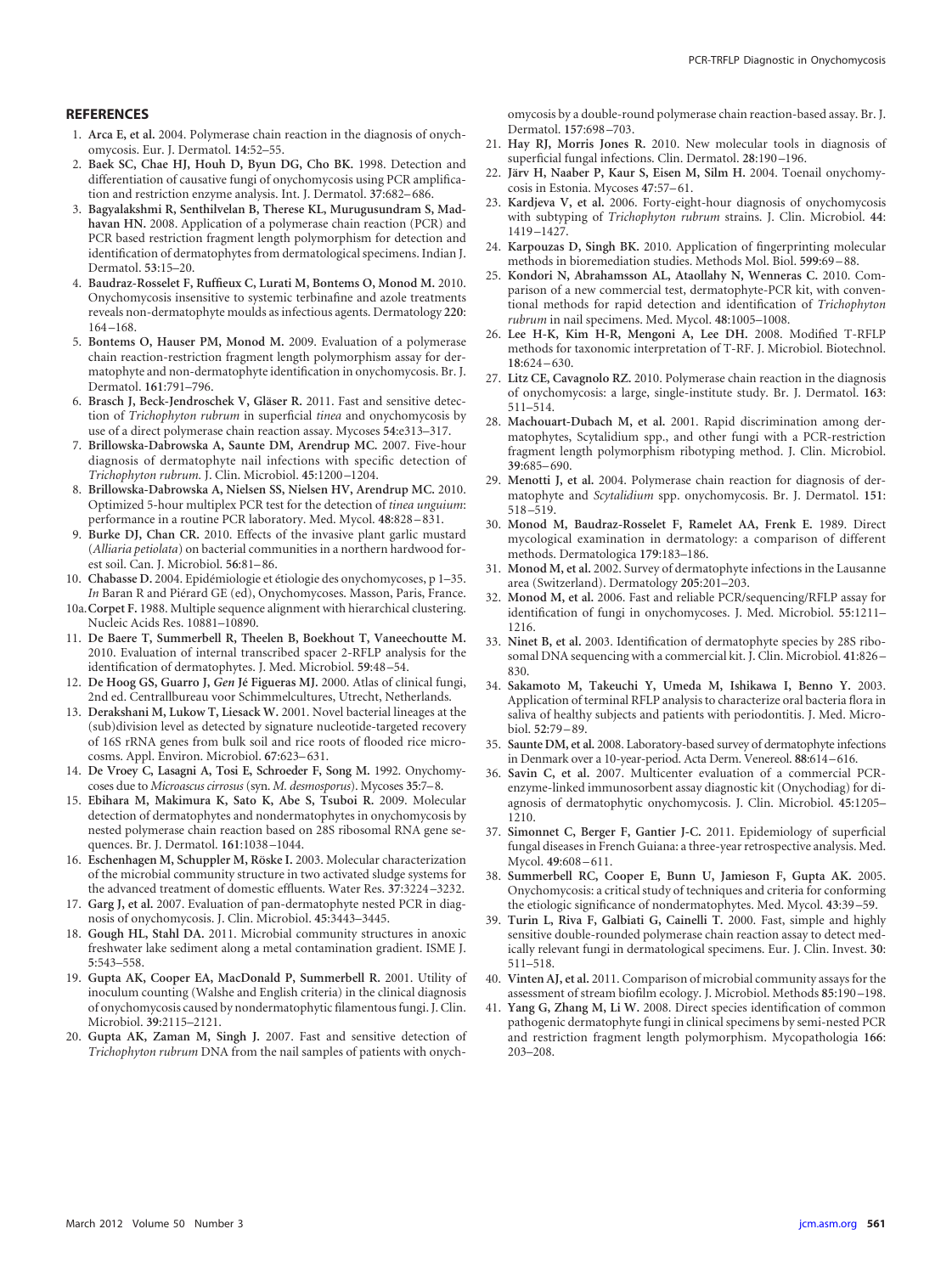## REFERENCES

1. **Arca E, et al.** 2004. Polymerase chain reaction in the diagnosis of onychomycosis. Eur. J. Dermatol. **14**:52–55.
2. **Baek SC, Chae HJ, Houh D, Byun DG, Cho BK.** 1998. Detection and differentiation of causative fungi of onychomycosis using PCR amplification and restriction enzyme analysis. Int. J. Dermatol. **37**:682–686.
3. **Bagyalakshmi R, Senthilvelan B, Therese KL, Murugusundram S, Madhavan HN.** 2008. Application of a polymerase chain reaction (PCR) and PCR based restriction fragment length polymorphism for detection and identification of dermatophytes from dermatological specimens. Indian J. Dermatol. **53**:15–20.
4. **Baudraz-Rosselet F, Ruffieux C, Lurati M, Bontems O, Monod M.** 2010. Onychomycosis insensitive to systemic terbinafine and azole treatments reveals non-dermatophyte moulds as infectious agents. Dermatology **220**:164–168.
5. **Bontems O, Hauser PM, Monod M.** 2009. Evaluation of a polymerase chain reaction-restriction fragment length polymorphism assay for dermatophyte and non-dermatophyte identification in onychomycosis. Br. J. Dermatol. **161**:791–796.
6. **Brasch J, Beck-Jendroschek V, Gläser R.** 2011. Fast and sensitive detection of *Trichophyton rubrum* in superficial *tinea* and onychomycosis by use of a direct polymerase chain reaction assay. Mycoses **54**:e313–317.
7. **Brillowska-Dabrowska A, Saunte DM, Arendrup MC.** 2007. Five-hour diagnosis of dermatophyte nail infections with specific detection of *Trichophyton rubrum.* J. Clin. Microbiol. **45**:1200–1204.
8. **Brillowska-Dabrowska A, Nielsen SS, Nielsen HV, Arendrup MC.** 2010. Optimized 5-hour multiplex PCR test for the detection of *tinea unguium*: performance in a routine PCR laboratory. Med. Mycol. **48**:828–831.
9. **Burke DJ, Chan CR.** 2010. Effects of the invasive plant garlic mustard (*Alliaria petiolata*) on bacterial communities in a northern hardwood forest soil. Can. J. Microbiol. **56**:81–86.
10. **Chabasse D.** 2004. Epidémiologie et étiologie des onychomycoses, p 1–35. *In* Baran R and Piérard GE (ed), Onychomycoses. Masson, Paris, France.

10a. **Corpet F.** 1988. Multiple sequence alignment with hierarchical clustering. Nucleic Acids Res. **16**:10881–10890.

11. **De Baere T, Summerbell R, Theelen B, Boekhout T, Vaneechoutte M.** 2010. Evaluation of internal transcribed spacer 2-RFLP analysis for the identification of dermatophytes. J. Med. Microbiol. **59**:48–54.
12. **De Hoog GS, Guarro J, *Gen* Jé Figueras MJ.** 2000. Atlas of clinical fungi, 2nd ed. Centrallbureau voor Schimmelcultures, Utrecht, Netherlands.
13. **Derakshani M, Lukow T, Liesack W.** 2001. Novel bacterial lineages at the (sub)division level as detected by signature nucleotide-targeted recovery of 16S rRNA genes from bulk soil and rice roots of flooded rice microcosms. Appl. Environ. Microbiol. **67**:623–631.
14. **De Vroey C, Lasagni A, Tosi E, Schroeder F, Song M.** 1992. Onychomycoses due to *Microascus cirrosus* (syn. *M. desmosporus*). Mycoses **35**:7–8.
15. **Ebihara M, Makimura K, Sato K, Abe S, Tsuboi R.** 2009. Molecular detection of dermatophytes and nondermatophytes in onychomycosis by nested polymerase chain reaction based on 28S ribosomal RNA gene sequences. Br. J. Dermatol. **161**:1038–1044.
16. **Eschenhagen M, Schuppler M, Röske I.** 2003. Molecular characterization of the microbial community structure in two activated sludge systems for the advanced treatment of domestic effluents. Water Res. **37**:3224–3232.
17. **Garg J, et al.** 2007. Evaluation of pan-dermatophyte nested PCR in diagnosis of onychomycosis. J. Clin. Microbiol. **45**:3443–3445.
18. **Gough HL, Stahl DA.** 2011. Microbial community structures in anoxic freshwater lake sediment along a metal contamination gradient. ISME J. **5**:543–558.
19. **Gupta AK, Cooper EA, MacDonald P, Summerbell R.** 2001. Utility of inoculum counting (Walshe and English criteria) in the clinical diagnosis of onychomycosis caused by nondermatophytic filamentous fungi. J. Clin. Microbiol. **39**:2115–2121.
20. **Gupta AK, Zaman M, Singh J.** 2007. Fast and sensitive detection of *Trichophyton rubrum* DNA from the nail samples of patients with onychomycosis by a double-round polymerase chain reaction-based assay. Br. J. Dermatol. **157**:698–703.
21. **Hay RJ, Morris Jones R.** 2010. New molecular tools in diagnosis of superficial fungal infections. Clin. Dermatol. **28**:190–196.
22. **Järv H, Naaber P, Kaur S, Eisen M, Silm H.** 2004. Toenail onychomycosis in Estonia. Mycoses **47**:57–61.
23. **Kardjeva V, et al.** 2006. Forty-eight-hour diagnosis of onychomycosis with subtyping of *Trichophyton rubrum* strains. J. Clin. Microbiol. **44**:1419–1427.
24. **Karpouzas D, Singh BK.** 2010. Application of fingerprinting molecular methods in bioremediation studies. Methods Mol. Biol. **599**:69–88.
25. **Kondori N, Abrahamsson AL, Ataollahy N, Wenneras C.** 2010. Comparison of a new commercial test, dermatophyte-PCR kit, with conventional methods for rapid detection and identification of *Trichophyton rubrum* in nail specimens. Med. Mycol. **48**:1005–1008.
26. **Lee H-K, Kim H-R, Mengoni A, Lee DH.** 2008. Modified T-RFLP methods for taxonomic interpretation of T-RF. J. Microbiol. Biotechnol. **18**:624–630.
27. **Litz CE, Cavagnolo RZ.** 2010. Polymerase chain reaction in the diagnosis of onychomycosis: a large, single-institute study. Br. J. Dermatol. **163**:511–514.
28. **Machouart-Dubach M, et al.** 2001. Rapid discrimination among dermatophytes, Scytalidium spp., and other fungi with a PCR-restriction fragment length polymorphism ribotyping method. J. Clin. Microbiol. **39**:685–690.
29. **Menotti J, et al.** 2004. Polymerase chain reaction for diagnosis of dermatophyte and *Scytalidium* spp. onychomycosis. Br. J. Dermatol. **151**:518–519.
30. **Monod M, Baudraz-Rosselet F, Ramelet AA, Frenk E.** 1989. Direct mycological examination in dermatology: a comparison of different methods. Dermatologica **179**:183–186.
31. **Monod M, et al.** 2002. Survey of dermatophyte infections in the Lausanne area (Switzerland). Dermatology **205**:201–203.
32. **Monod M, et al.** 2006. Fast and reliable PCR/sequencing/RFLP assay for identification of fungi in onychomycoses. J. Med. Microbiol. **55**:1211–1216.
33. **Ninet B, et al.** 2003. Identification of dermatophyte species by 28S ribosomal DNA sequencing with a commercial kit. J. Clin. Microbiol. **41**:826–830.
34. **Sakamoto M, Takeuchi Y, Umeda M, Ishikawa I, Benno Y.** 2003. Application of terminal RFLP analysis to characterize oral bacteria flora in saliva of healthy subjects and patients with periodontitis. J. Med. Microbiol. **52**:79–89.
35. **Saunte DM, et al.** 2008. Laboratory-based survey of dermatophyte infections in Denmark over a 10-year-period. Acta Derm. Venereol. **88**:614–616.
36. **Savin C, et al.** 2007. Multicenter evaluation of a commercial PCR-enzyme-linked immunosorbent assay diagnostic kit (Onychodiag) for diagnosis of dermatophytic onychomycosis. J. Clin. Microbiol. **45**:1205–1210.
37. **Simonnet C, Berger F, Gantier J-C.** 2011. Epidemiology of superficial fungal diseases in French Guiana: a three-year retrospective analysis. Med. Mycol. **49**:608–611.
38. **Summerbell RC, Cooper E, Bunn U, Jamieson F, Gupta AK.** 2005. Onychomycosis: a critical study of techniques and criteria for conforming the etiologic significance of nondermatophytes. Med. Mycol. **43**:39–59.
39. **Turin L, Riva F, Galbiati G, Cainelli T.** 2000. Fast, simple and highly sensitive double-rounded polymerase chain reaction assay to detect medically relevant fungi in dermatological specimens. Eur. J. Clin. Invest. **30**:511–518.
40. **Vinten AJ, et al.** 2011. Comparison of microbial community assays for the assessment of stream biofilm ecology. J. Microbiol. Methods **85**:190–198.
41. **Yang G, Zhang M, Li W.** 2008. Direct species identification of common pathogenic dermatophyte fungi in clinical specimens by semi-nested PCR and restriction fragment length polymorphism. Mycopathologia **166**:203–208.